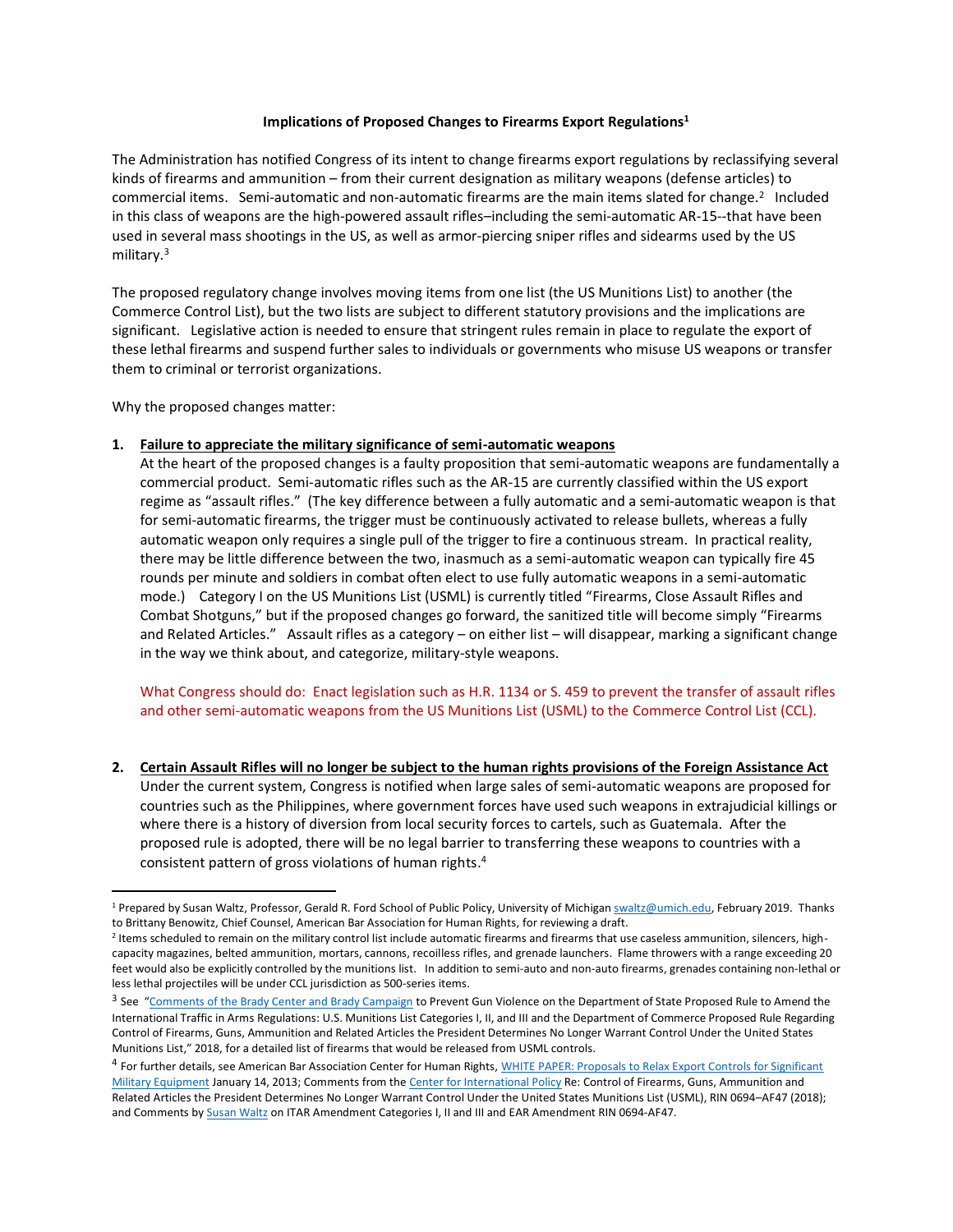**Implications of Proposed Changes to Firearms Export Regulations**[1]

The Administration has notified Congress of its intent to change firearms export regulations by reclassifying several kinds of firearms and ammunition – from their current designation as military weapons (defense articles) to commercial items. Semi-automatic and non-automatic firearms are the main items slated for change.[2] Included in this class of weapons are the high-powered assault rifles–including the semi-automatic AR-15--that have been used in several mass shootings in the US, as well as armor-piercing sniper rifles and sidearms used by the US military.[3]

The proposed regulatory change involves moving items from one list (the US Munitions List) to another (the Commerce Control List), but the two lists are subject to different statutory provisions and the implications are significant. Legislative action is needed to ensure that stringent rules remain in place to regulate the export of these lethal firearms and suspend further sales to individuals or governments who misuse US weapons or transfer them to criminal or terrorist organizations.

Why the proposed changes matter:

1. **Failure to appreciate the military significance of semi-automatic weapons**
   At the heart of the proposed changes is a faulty proposition that semi-automatic weapons are fundamentally a commercial product. Semi-automatic rifles such as the AR-15 are currently classified within the US export regime as "assault rifles." (The key difference between a fully automatic and a semi-automatic weapon is that for semi-automatic firearms, the trigger must be continuously activated to release bullets, whereas a fully automatic weapon only requires a single pull of the trigger to fire a continuous stream. In practical reality, there may be little difference between the two, inasmuch as a semi-automatic weapon can typically fire 45 rounds per minute and soldiers in combat often elect to use fully automatic weapons in a semi-automatic mode.) Category I on the US Munitions List (USML) is currently titled "Firearms, Close Assault Rifles and Combat Shotguns," but if the proposed changes go forward, the sanitized title will become simply "Firearms and Related Articles." Assault rifles as a category – on either list – will disappear, marking a significant change in the way we think about, and categorize, military-style weapons.

   What Congress should do: Enact legislation such as H.R. 1134 or S. 459 to prevent the transfer of assault rifles and other semi-automatic weapons from the US Munitions List (USML) to the Commerce Control List (CCL).

2. **Certain Assault Rifles will no longer be subject to the human rights provisions of the Foreign Assistance Act**
   Under the current system, Congress is notified when large sales of semi-automatic weapons are proposed for countries such as the Philippines, where government forces have used such weapons in extrajudicial killings or where there is a history of diversion from local security forces to cartels, such as Guatemala. After the proposed rule is adopted, there will be no legal barrier to transferring these weapons to countries with a consistent pattern of gross violations of human rights.[4]

---

[1] Prepared by Susan Waltz, Professor, Gerald R. Ford School of Public Policy, University of Michigan swaltz@umich.edu, February 2019. Thanks to Brittany Benowitz, Chief Counsel, American Bar Association for Human Rights, for reviewing a draft.

[2] Items scheduled to remain on the military control list include automatic firearms and firearms that use caseless ammunition, silencers, high-capacity magazines, belted ammunition, mortars, cannons, recoilless rifles, and grenade launchers. Flame throwers with a range exceeding 20 feet would also be explicitly controlled by the munitions list. In addition to semi-auto and non-auto firearms, grenades containing non-lethal or less lethal projectiles will be under CCL jurisdiction as 500-series items.

[3] See "Comments of the Brady Center and Brady Campaign to Prevent Gun Violence on the Department of State Proposed Rule to Amend the International Traffic in Arms Regulations: U.S. Munitions List Categories I, II, and III and the Department of Commerce Proposed Rule Regarding Control of Firearms, Guns, Ammunition and Related Articles the President Determines No Longer Warrant Control Under the United States Munitions List," 2018, for a detailed list of firearms that would be released from USML controls.

[4] For further details, see American Bar Association Center for Human Rights, WHITE PAPER: Proposals to Relax Export Controls for Significant Military Equipment January 14, 2013; Comments from the Center for International Policy Re: Control of Firearms, Guns, Ammunition and Related Articles the President Determines No Longer Warrant Control Under the United States Munitions List (USML), RIN 0694–AF47 (2018); and Comments by Susan Waltz on ITAR Amendment Categories I, II and III and EAR Amendment RIN 0694-AF47.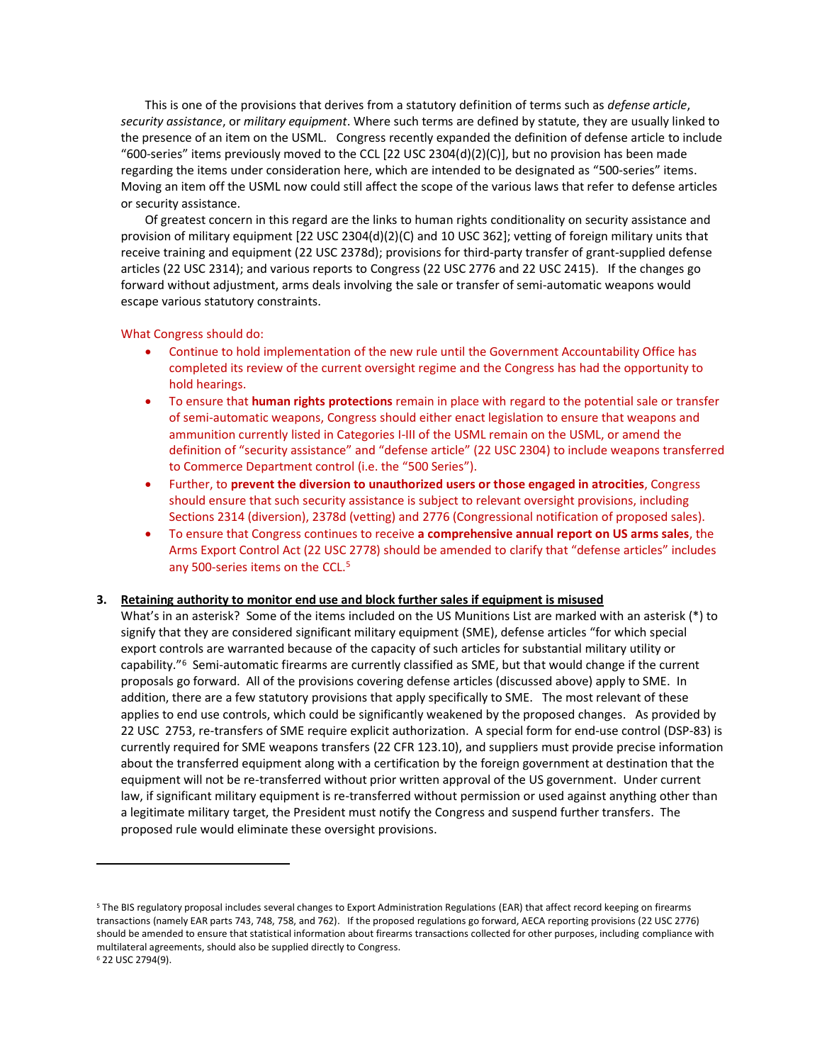This is one of the provisions that derives from a statutory definition of terms such as *defense article*, *security assistance*, or *military equipment*. Where such terms are defined by statute, they are usually linked to the presence of an item on the USML. Congress recently expanded the definition of defense article to include "600-series" items previously moved to the CCL [22 USC 2304(d)(2)(C)], but no provision has been made regarding the items under consideration here, which are intended to be designated as "500-series" items. Moving an item off the USML now could still affect the scope of the various laws that refer to defense articles or security assistance.

Of greatest concern in this regard are the links to human rights conditionality on security assistance and provision of military equipment [22 USC 2304(d)(2)(C) and 10 USC 362]; vetting of foreign military units that receive training and equipment (22 USC 2378d); provisions for third-party transfer of grant-supplied defense articles (22 USC 2314); and various reports to Congress (22 USC 2776 and 22 USC 2415). If the changes go forward without adjustment, arms deals involving the sale or transfer of semi-automatic weapons would escape various statutory constraints.

What Congress should do:

- Continue to hold implementation of the new rule until the Government Accountability Office has completed its review of the current oversight regime and the Congress has had the opportunity to hold hearings.
- To ensure that **human rights protections** remain in place with regard to the potential sale or transfer of semi-automatic weapons, Congress should either enact legislation to ensure that weapons and ammunition currently listed in Categories I-III of the USML remain on the USML, or amend the definition of "security assistance" and "defense article" (22 USC 2304) to include weapons transferred to Commerce Department control (i.e. the "500 Series").
- Further, to **prevent the diversion to unauthorized users or those engaged in atrocities**, Congress should ensure that such security assistance is subject to relevant oversight provisions, including Sections 2314 (diversion), 2378d (vetting) and 2776 (Congressional notification of proposed sales).
- To ensure that Congress continues to receive **a comprehensive annual report on US arms sales**, the Arms Export Control Act (22 USC 2778) should be amended to clarify that "defense articles" includes any 500-series items on the CCL.[5]

### 3. Retaining authority to monitor end use and block further sales if equipment is misused

What's in an asterisk? Some of the items included on the US Munitions List are marked with an asterisk (*) to signify that they are considered significant military equipment (SME), defense articles "for which special export controls are warranted because of the capacity of such articles for substantial military utility or capability."[6] Semi-automatic firearms are currently classified as SME, but that would change if the current proposals go forward. All of the provisions covering defense articles (discussed above) apply to SME. In addition, there are a few statutory provisions that apply specifically to SME. The most relevant of these applies to end use controls, which could be significantly weakened by the proposed changes. As provided by 22 USC 2753, re-transfers of SME require explicit authorization. A special form for end-use control (DSP-83) is currently required for SME weapons transfers (22 CFR 123.10), and suppliers must provide precise information about the transferred equipment along with a certification by the foreign government at destination that the equipment will not be re-transferred without prior written approval of the US government. Under current law, if significant military equipment is re-transferred without permission or used against anything other than a legitimate military target, the President must notify the Congress and suspend further transfers. The proposed rule would eliminate these oversight provisions.

---

[5] The BIS regulatory proposal includes several changes to Export Administration Regulations (EAR) that affect record keeping on firearms transactions (namely EAR parts 743, 748, 758, and 762). If the proposed regulations go forward, AECA reporting provisions (22 USC 2776) should be amended to ensure that statistical information about firearms transactions collected for other purposes, including compliance with multilateral agreements, should also be supplied directly to Congress.

[6] 22 USC 2794(9).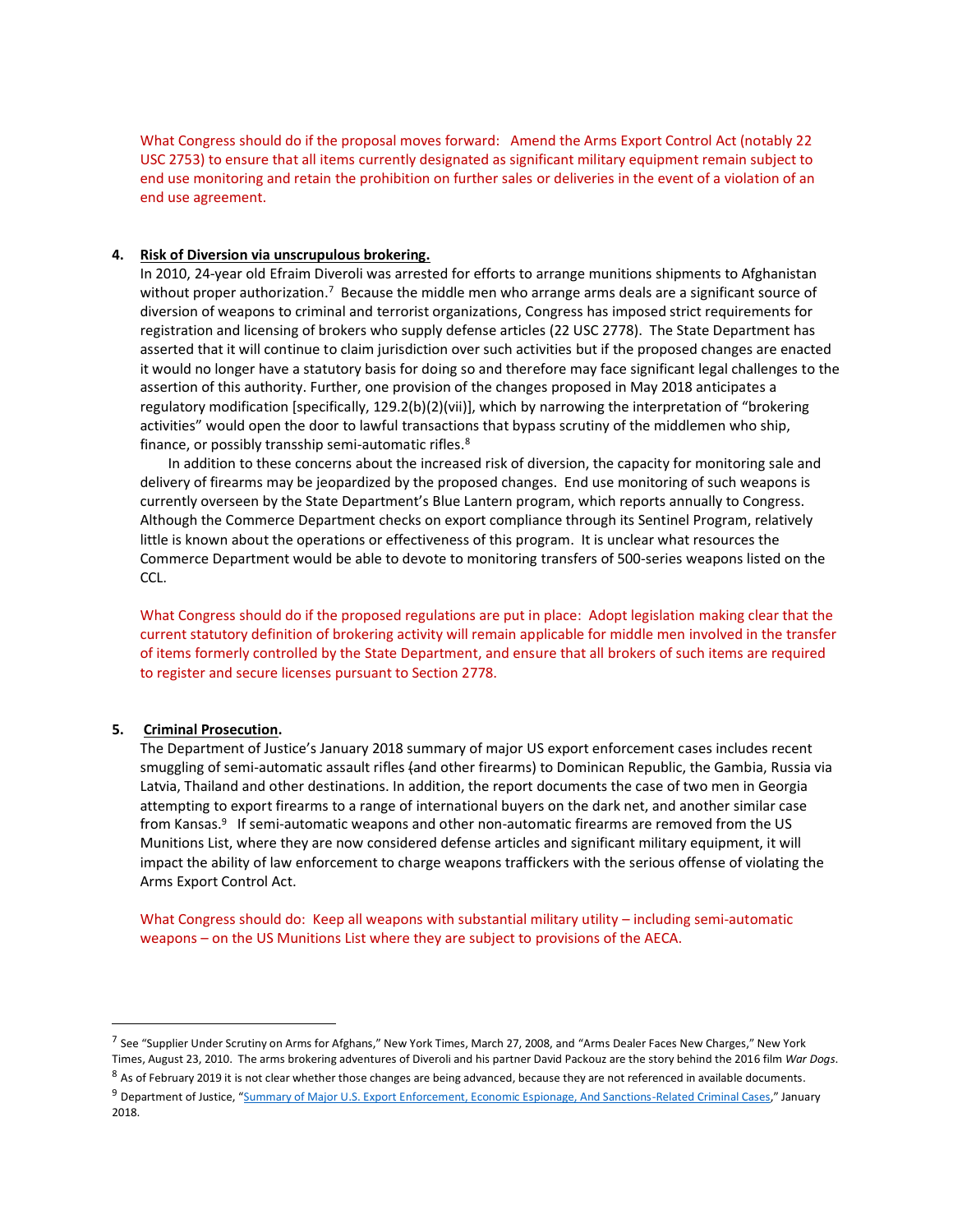What Congress should do if the proposal moves forward: Amend the Arms Export Control Act (notably 22 USC 2753) to ensure that all items currently designated as significant military equipment remain subject to end use monitoring and retain the prohibition on further sales or deliveries in the event of a violation of an end use agreement.

4. **Risk of Diversion via unscrupulous brokering.**

In 2010, 24-year old Efraim Diveroli was arrested for efforts to arrange munitions shipments to Afghanistan without proper authorization.[7] Because the middle men who arrange arms deals are a significant source of diversion of weapons to criminal and terrorist organizations, Congress has imposed strict requirements for registration and licensing of brokers who supply defense articles (22 USC 2778). The State Department has asserted that it will continue to claim jurisdiction over such activities but if the proposed changes are enacted it would no longer have a statutory basis for doing so and therefore may face significant legal challenges to the assertion of this authority. Further, one provision of the changes proposed in May 2018 anticipates a regulatory modification [specifically, 129.2(b)(2)(vii)], which by narrowing the interpretation of "brokering activities" would open the door to lawful transactions that bypass scrutiny of the middlemen who ship, finance, or possibly transship semi-automatic rifles.[8]

In addition to these concerns about the increased risk of diversion, the capacity for monitoring sale and delivery of firearms may be jeopardized by the proposed changes. End use monitoring of such weapons is currently overseen by the State Department's Blue Lantern program, which reports annually to Congress. Although the Commerce Department checks on export compliance through its Sentinel Program, relatively little is known about the operations or effectiveness of this program. It is unclear what resources the Commerce Department would be able to devote to monitoring transfers of 500-series weapons listed on the CCL.

What Congress should do if the proposed regulations are put in place: Adopt legislation making clear that the current statutory definition of brokering activity will remain applicable for middle men involved in the transfer of items formerly controlled by the State Department, and ensure that all brokers of such items are required to register and secure licenses pursuant to Section 2778.

5. **Criminal Prosecution.**

The Department of Justice's January 2018 summary of major US export enforcement cases includes recent smuggling of semi-automatic assault rifles (and other firearms) to Dominican Republic, the Gambia, Russia via Latvia, Thailand and other destinations. In addition, the report documents the case of two men in Georgia attempting to export firearms to a range of international buyers on the dark net, and another similar case from Kansas.[9] If semi-automatic weapons and other non-automatic firearms are removed from the US Munitions List, where they are now considered defense articles and significant military equipment, it will impact the ability of law enforcement to charge weapons traffickers with the serious offense of violating the Arms Export Control Act.

What Congress should do: Keep all weapons with substantial military utility – including semi-automatic weapons – on the US Munitions List where they are subject to provisions of the AECA.

---

[7] See "Supplier Under Scrutiny on Arms for Afghans," New York Times, March 27, 2008, and "Arms Dealer Faces New Charges," New York Times, August 23, 2010. The arms brokering adventures of Diveroli and his partner David Packouz are the story behind the 2016 film *War Dogs*.

[8] As of February 2019 it is not clear whether those changes are being advanced, because they are not referenced in available documents.

[9] Department of Justice, "Summary of Major U.S. Export Enforcement, Economic Espionage, And Sanctions-Related Criminal Cases," January 2018.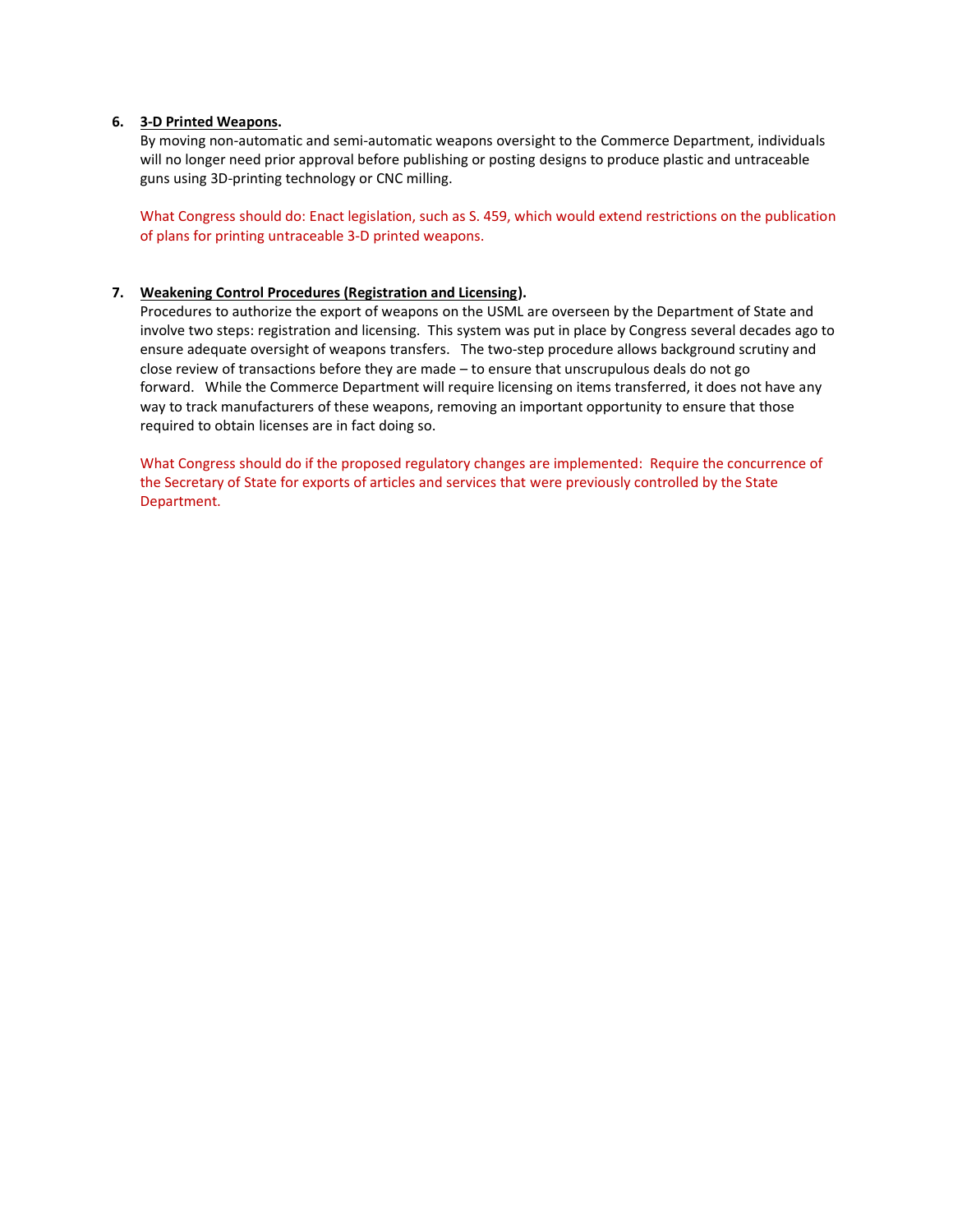6. **<u>3-D Printed Weapons</u>.**

   By moving non-automatic and semi-automatic weapons oversight to the Commerce Department, individuals will no longer need prior approval before publishing or posting designs to produce plastic and untraceable guns using 3D-printing technology or CNC milling.

   What Congress should do: Enact legislation, such as S. 459, which would extend restrictions on the publication of plans for printing untraceable 3-D printed weapons.

7. **<u>Weakening Control Procedures (Registration and Licensing)</u>.**

   Procedures to authorize the export of weapons on the USML are overseen by the Department of State and involve two steps: registration and licensing. This system was put in place by Congress several decades ago to ensure adequate oversight of weapons transfers. The two-step procedure allows background scrutiny and close review of transactions before they are made – to ensure that unscrupulous deals do not go forward. While the Commerce Department will require licensing on items transferred, it does not have any way to track manufacturers of these weapons, removing an important opportunity to ensure that those required to obtain licenses are in fact doing so.

   What Congress should do if the proposed regulatory changes are implemented: Require the concurrence of the Secretary of State for exports of articles and services that were previously controlled by the State Department.